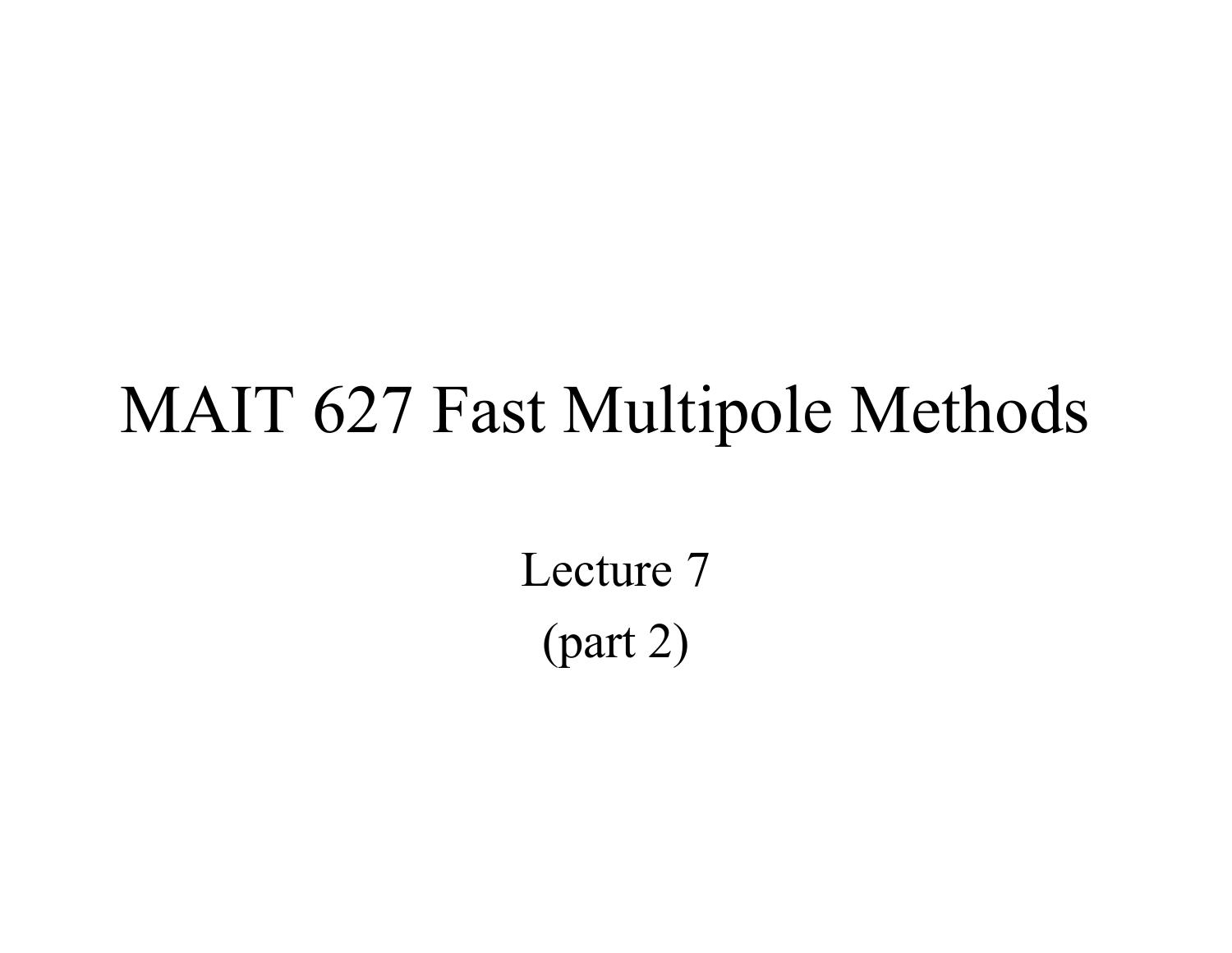# MAIT 627 Fast Multipole Methods

Lecture 7

(part 2)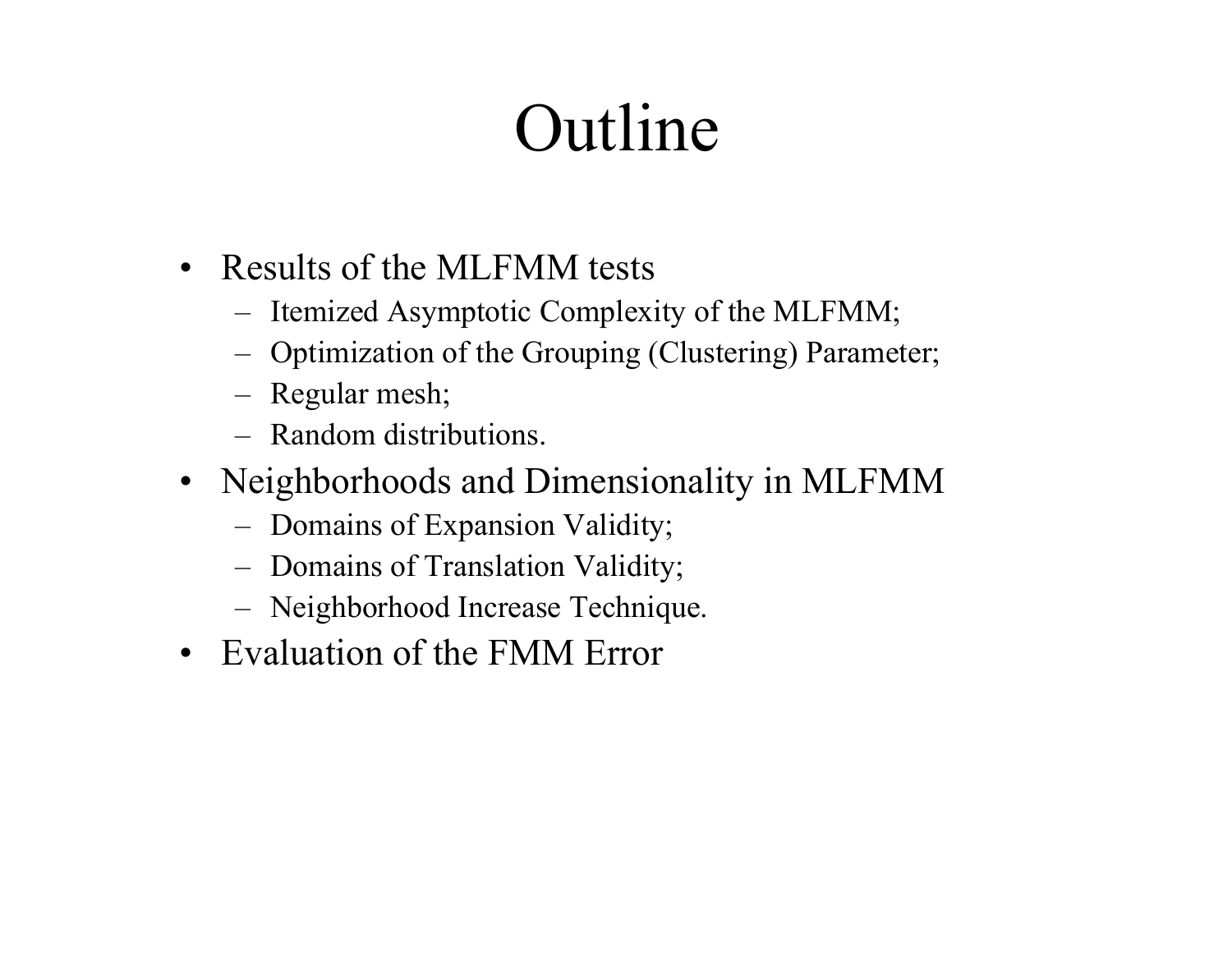# Outline

- Results of the MLFMM tests
  - Itemized Asymptotic Complexity of the MLFMM;
  - Optimization of the Grouping (Clustering) Parameter;
  - Regular mesh;
  - Random distributions.
- Neighborhoods and Dimensionality in MLFMM
  - Domains of Expansion Validity;
  - Domains of Translation Validity;
  - Neighborhood Increase Technique.
- Evaluation of the FMM Error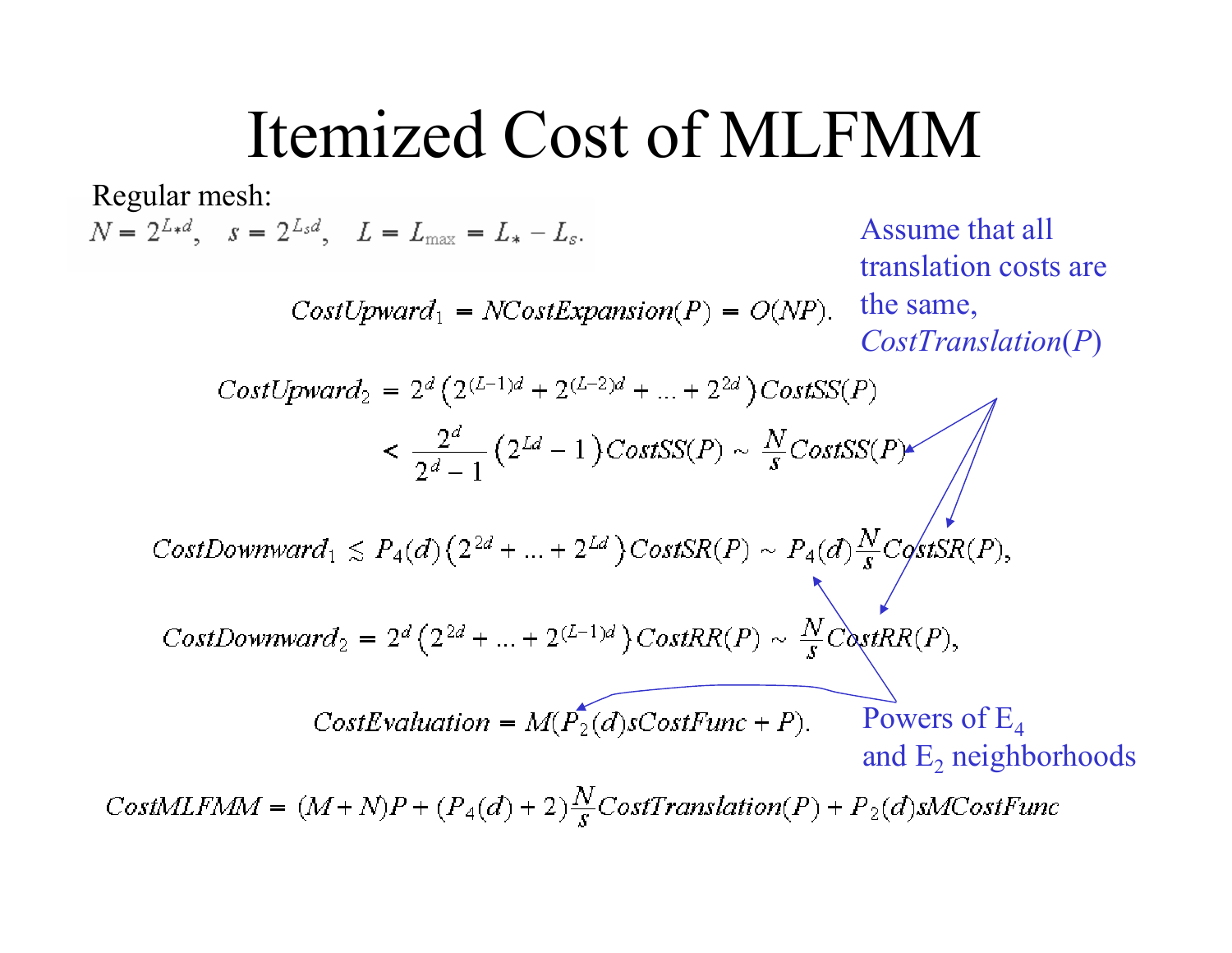# Itemized Cost of MLFMM

Regular mesh:

$$N = 2^{L_* d}, \quad s = 2^{L_s d}, \quad L = L_{\max} = L_* - L_s.$$

$$CostUpward_1 = N CostExpansion(P) = O(NP).$$

Assume that all translation costs are the same, *CostTranslation*(*P*)

$$CostUpward_2 = 2^d \left(2^{(L-1)d} + 2^{(L-2)d} + \ldots + 2^{2d}\right) CostSS(P)$$

$$< \frac{2^d}{2^d - 1}\left(2^{Ld} - 1\right) CostSS(P) \sim \frac{N}{s} CostSS(P)$$

$$CostDownward_1 \lesssim P_4(d)\left(2^{2d} + \ldots + 2^{Ld}\right) CostSR(P) \sim P_4(d)\frac{N}{s} CostSR(P),$$

$$CostDownward_2 = 2^d\left(2^{2d} + \ldots + 2^{(L-1)d}\right) CostRR(P) \sim \frac{N}{s} CostRR(P),$$

$$CostEvaluation = M(P_2(d) s CostFunc + P).$$

Powers of $E_4$ and $E_2$ neighborhoods

$$CostMLFMM = (M+N)P + (P_4(d) + 2)\frac{N}{s} CostTranslation(P) + P_2(d) s M CostFunc$$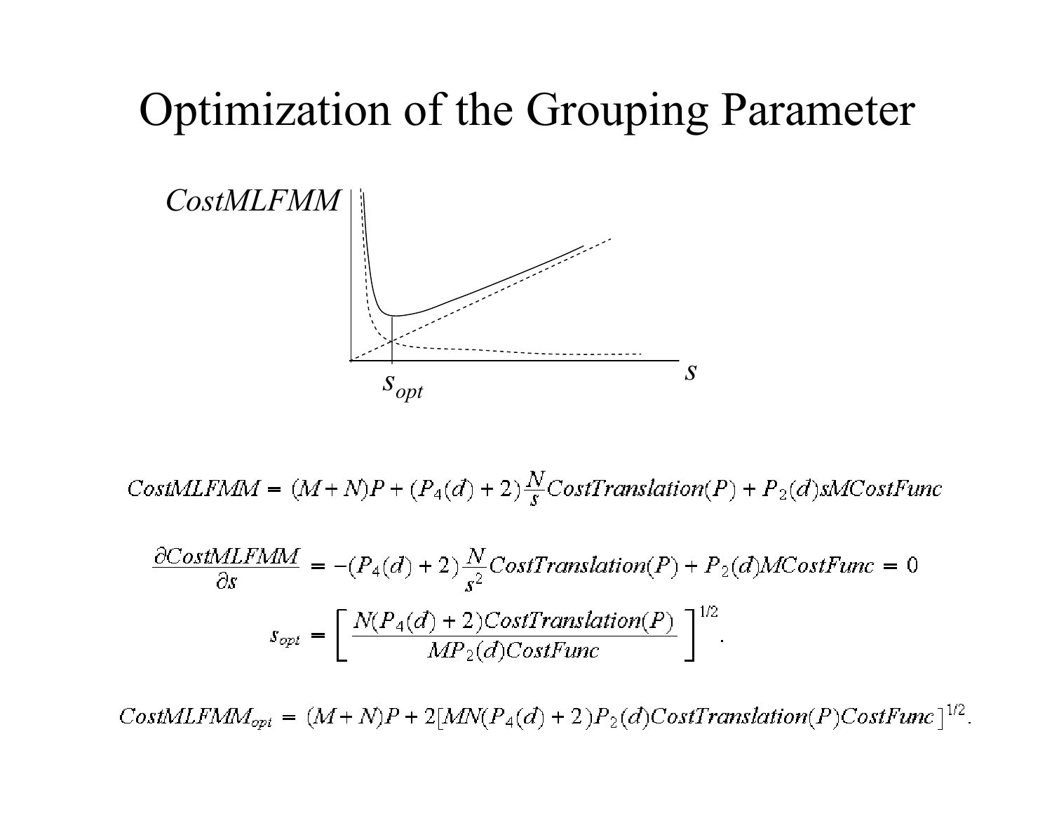# Optimization of the Grouping Parameter

$$CostMLFMM = (M+N)P + (P_4(d)+2)\frac{N}{s}CostTranslation(P) + P_2(d)sMCostFunc$$

$$\frac{\partial CostMLFMM}{\partial s} = -(P_4(d)+2)\frac{N}{s^2}CostTranslation(P) + P_2(d)MCostFunc = 0$$

$$s_{opt} = \left[\frac{N(P_4(d)+2)CostTranslation(P)}{MP_2(d)CostFunc}\right]^{1/2}.$$

$$CostMLFMM_{opt} = (M+N)P + 2\left[MN(P_4(d)+2)P_2(d)CostTranslation(P)CostFunc\right]^{1/2}.$$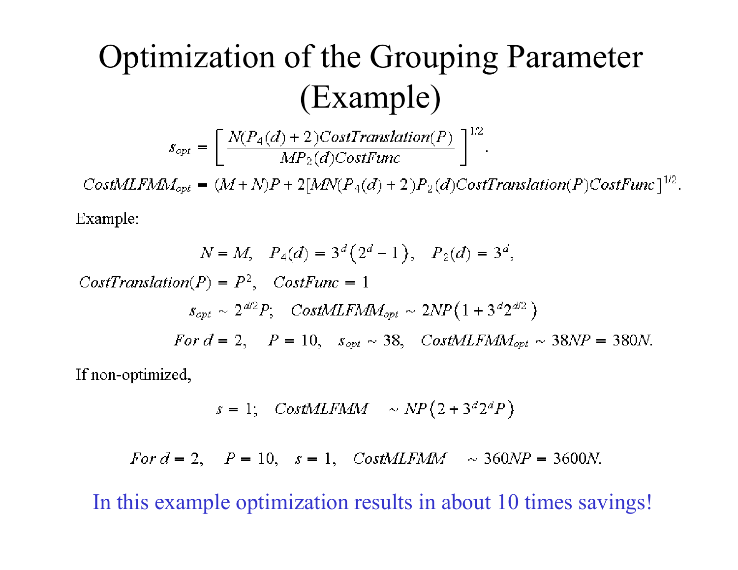# Optimization of the Grouping Parameter (Example)

$$s_{opt} = \left[ \frac{N(P_4(d) + 2)CostTranslation(P)}{MP_2(d)CostFunc} \right]^{1/2}.$$

$$CostMLFMM_{opt} = (M + N)P + 2[MN(P_4(d) + 2)P_2(d)CostTranslation(P)CostFunc]^{1/2}.$$

Example:

$$N = M, \quad P_4(d) = 3^d\left(2^d - 1\right), \quad P_2(d) = 3^d,$$

$$CostTranslation(P) = P^2, \quad CostFunc = 1$$

$$s_{opt} \sim 2^{d/2}P; \quad CostMLFMM_{opt} \sim 2NP\left(1 + 3^d 2^{d/2}\right)$$

$$For\ d = 2, \quad P = 10, \quad s_{opt} \sim 38, \quad CostMLFMM_{opt} \sim 38NP = 380N.$$

If non-optimized,

$$s = 1; \quad CostMLFMM \quad \sim NP\left(2 + 3^d 2^d P\right)$$

$$For\ d = 2, \quad P = 10, \quad s = 1, \quad CostMLFMM \quad \sim 360NP = 3600N.$$

In this example optimization results in about 10 times savings!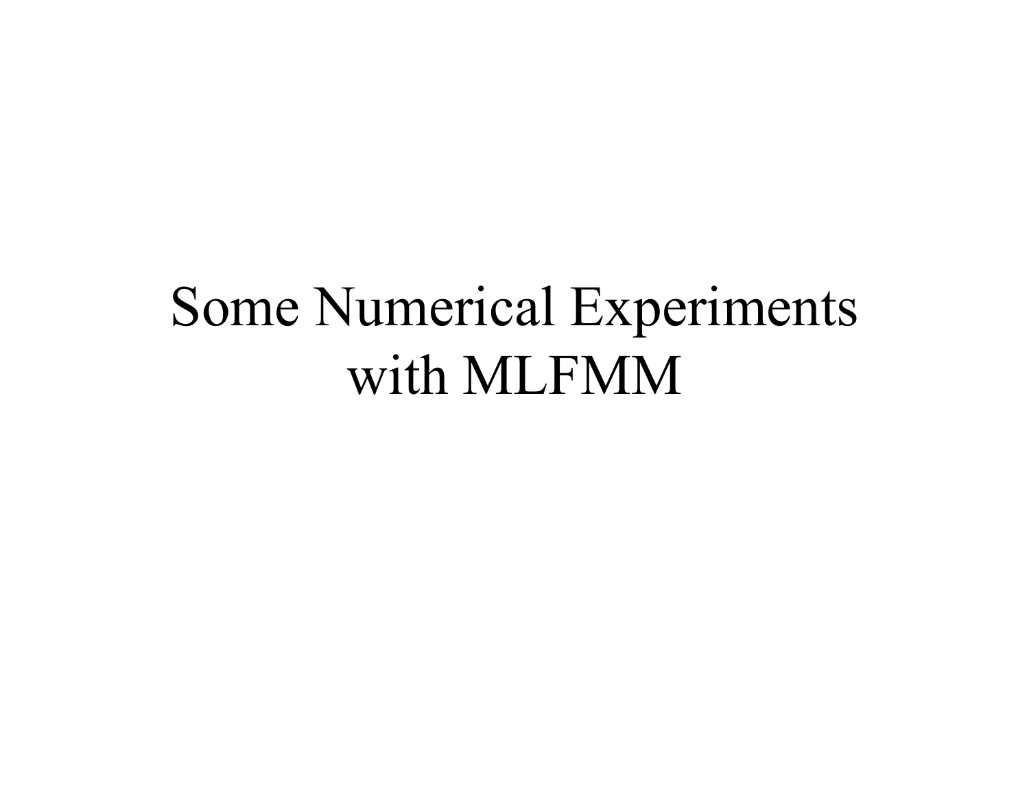# Some Numerical Experiments with MLFMM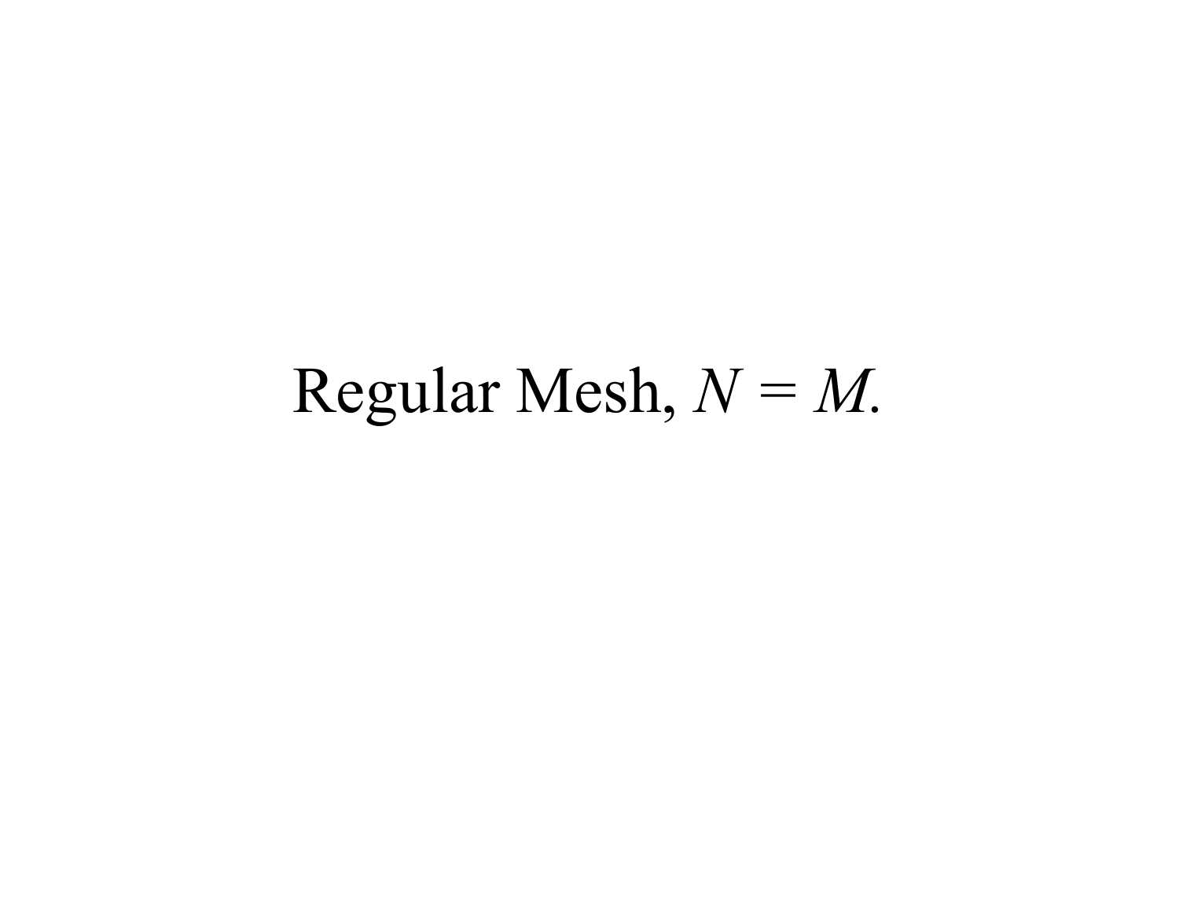# Regular Mesh, $N = M$.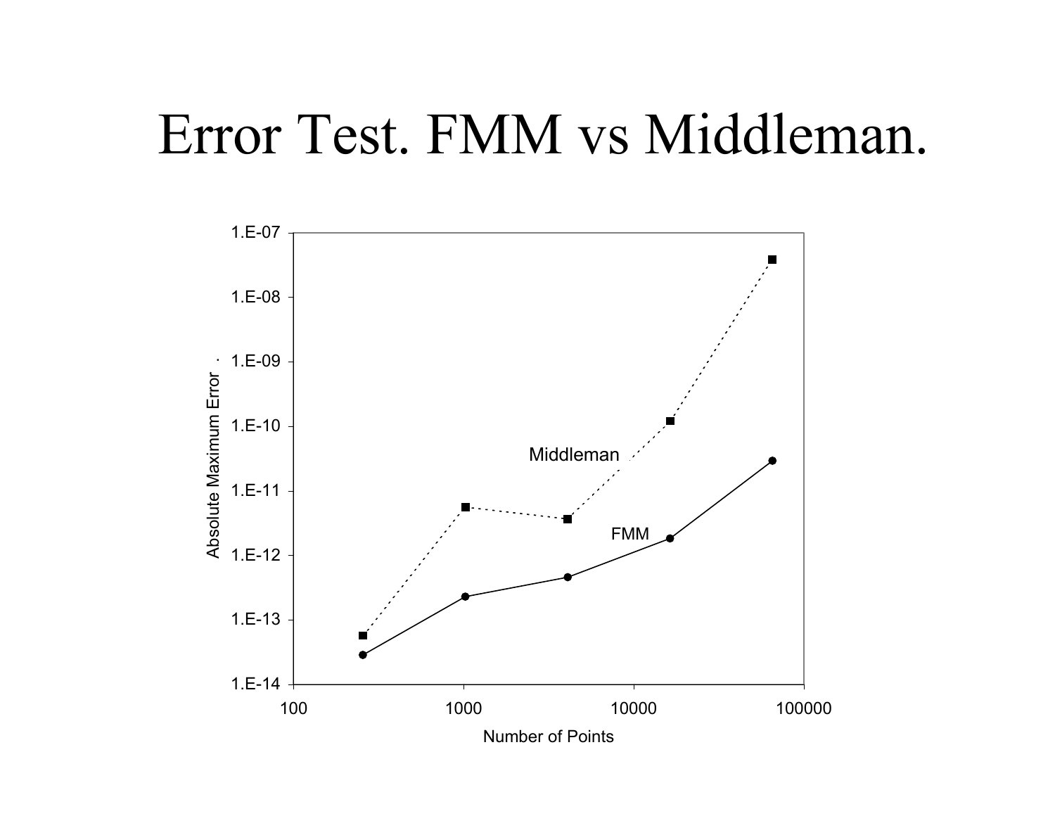# Error Test. FMM vs Middleman.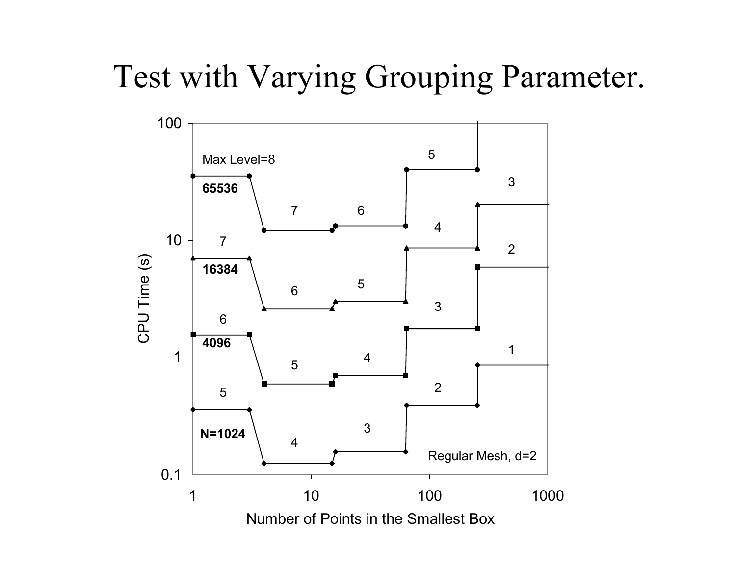# Test with Varying Grouping Parameter.

Max Level=8

65536

16384

4096

N=1024

Regular Mesh, d=2

CPU Time (s)

Number of Points in the Smallest Box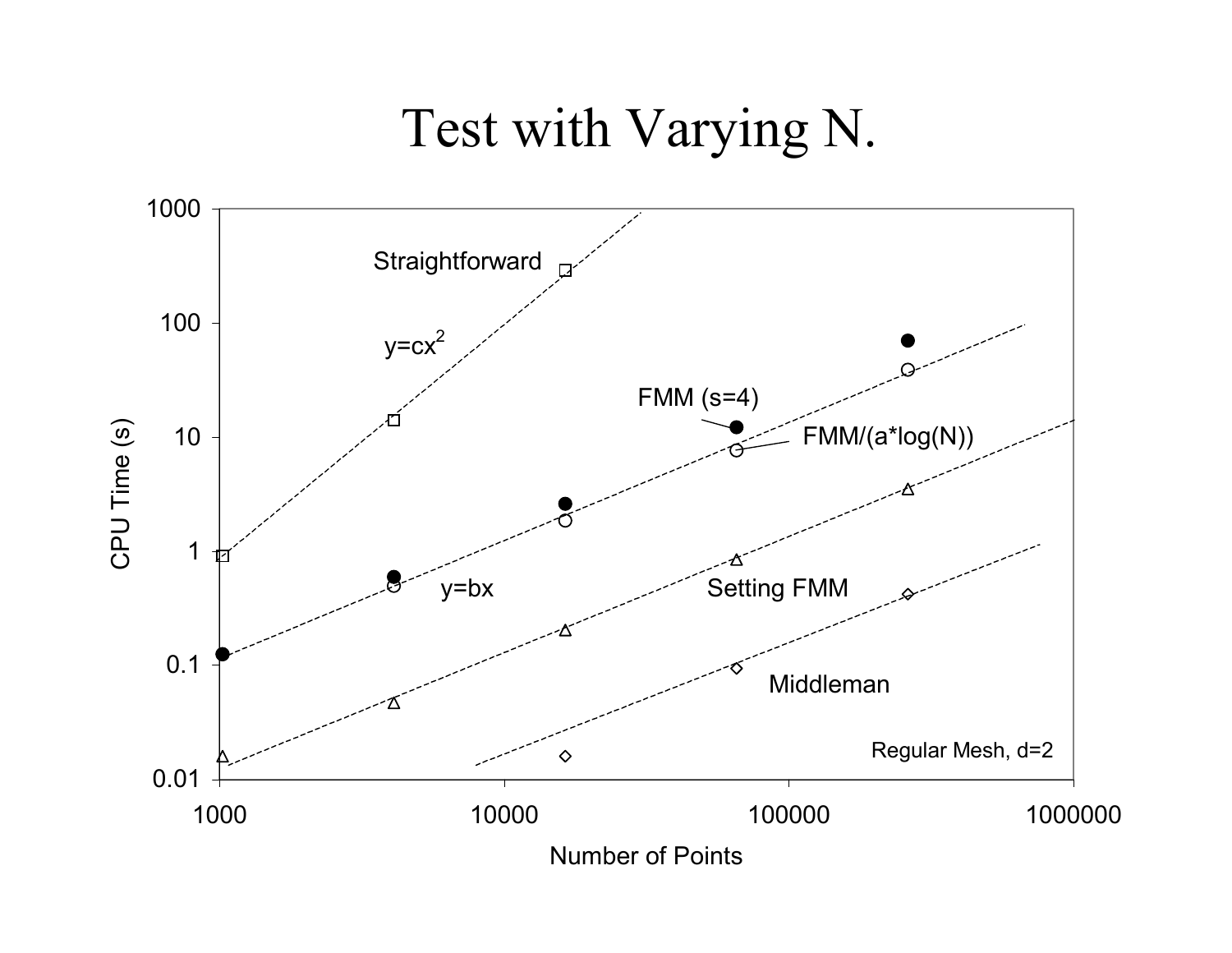# Test with Varying N.

Straightforward

$y=cx^2$

FMM (s=4)

FMM/(a*log(N))

$y=bx$

Setting FMM

Middleman

Regular Mesh, d=2

CPU Time (s)

Number of Points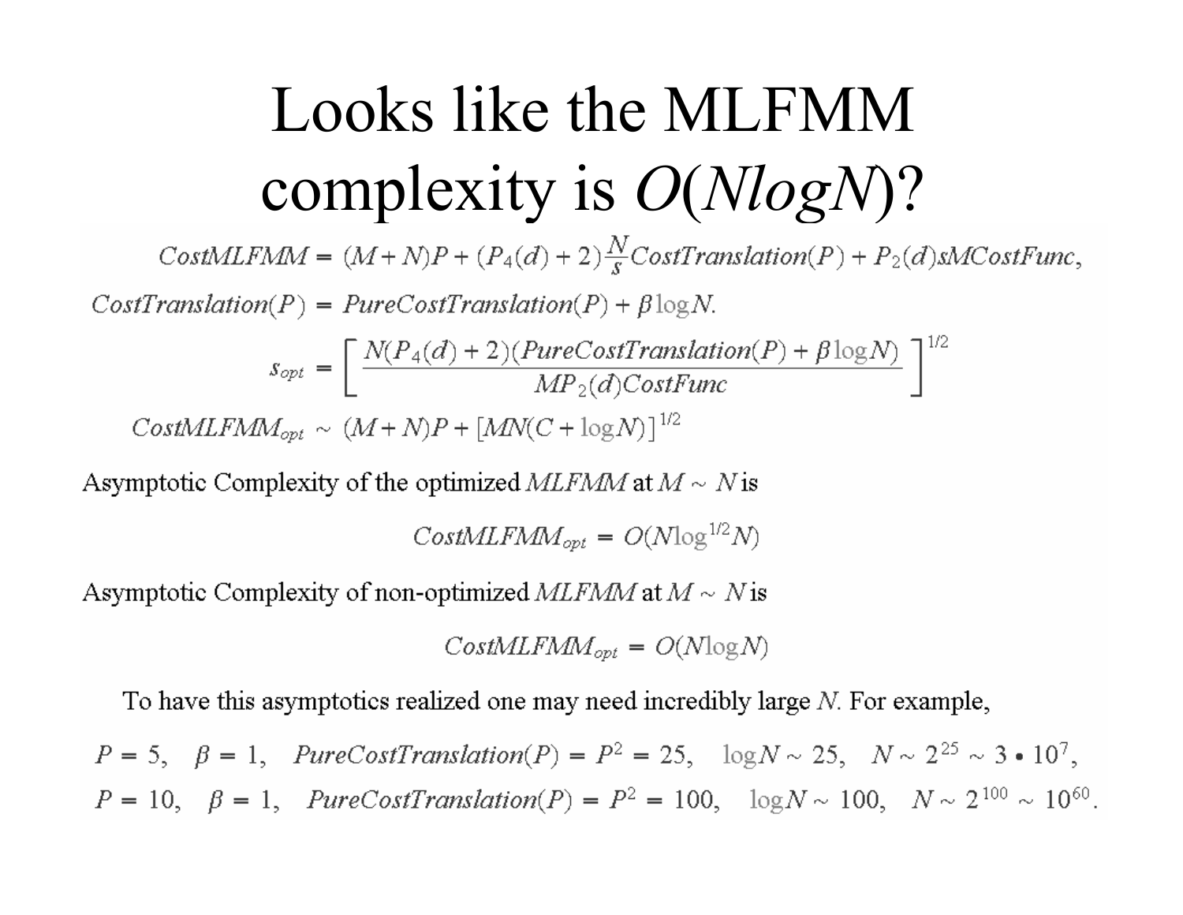# Looks like the MLFMM complexity is *O*(*NlogN*)?

$$CostMLFMM = (M+N)P + (P_4(d)+2)\frac{N}{s}CostTranslation(P) + P_2(d)sMCostFunc,$$

$$CostTranslation(P) = PureCostTranslation(P) + \beta \log N.$$

$$s_{opt} = \left[ \frac{N(P_4(d)+2)(PureCostTranslation(P) + \beta \log N)}{MP_2(d)CostFunc} \right]^{1/2}$$

$$CostMLFMM_{opt} \sim (M+N)P + [MN(C+\log N)]^{1/2}$$

Asymptotic Complexity of the optimized $MLFMM$ at $M \sim N$ is

$$CostMLFMM_{opt} = O(N\log^{1/2} N)$$

Asymptotic Complexity of non-optimized $MLFMM$ at $M \sim N$ is

$$CostMLFMM_{opt} = O(N\log N)$$

To have this asymptotics realized one may need incredibly large $N$. For example,

$$P = 5, \quad \beta = 1, \quad PureCostTranslation(P) = P^2 = 25, \quad \log N \sim 25, \quad N \sim 2^{25} \sim 3 \bullet 10^7,$$

$$P = 10, \quad \beta = 1, \quad PureCostTranslation(P) = P^2 = 100, \quad \log N \sim 100, \quad N \sim 2^{100} \sim 10^{60}.$$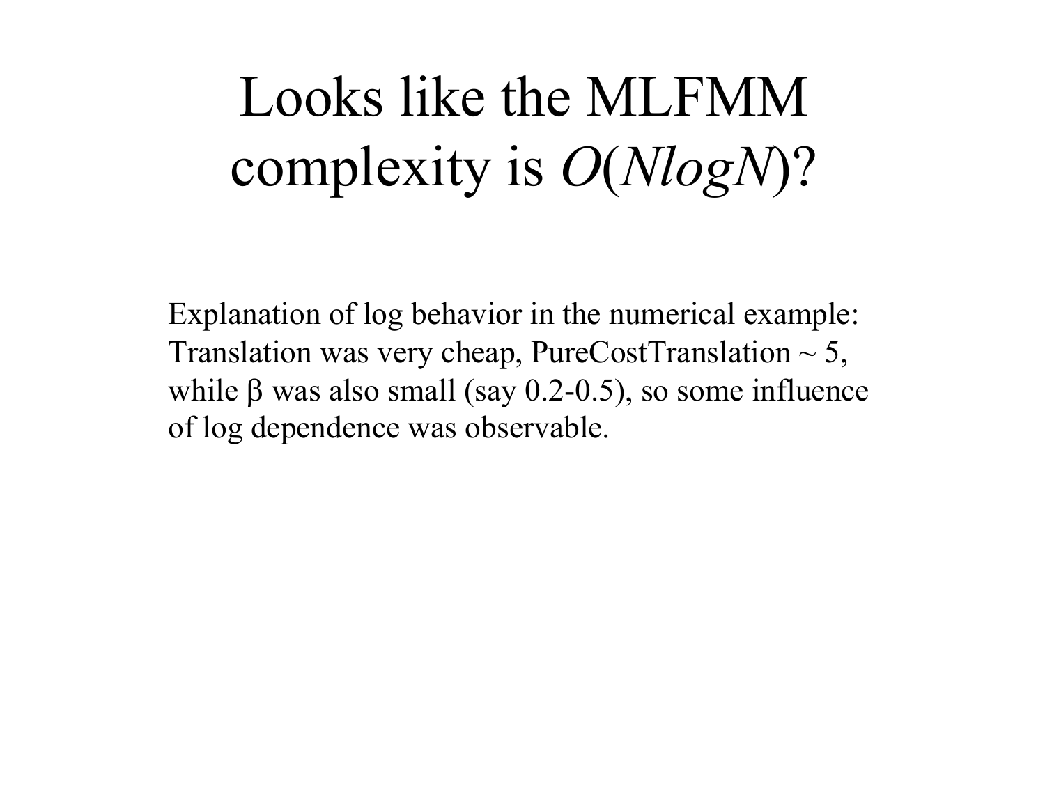# Looks like the MLFMM complexity is $O(N \log N)$?

Explanation of log behavior in the numerical example: Translation was very cheap, PureCostTranslation ~ 5, while $\beta$ was also small (say 0.2-0.5), so some influence of log dependence was observable.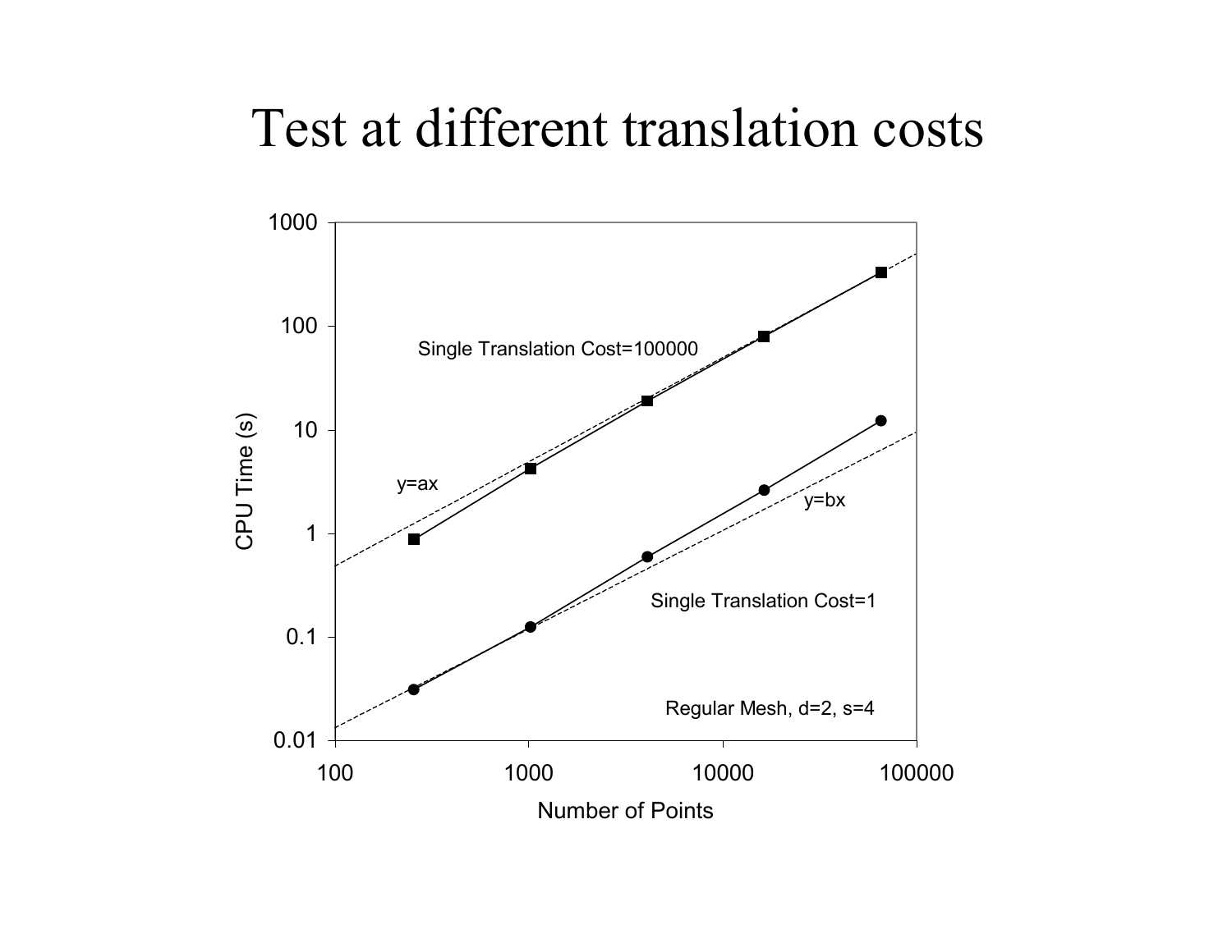# Test at different translation costs

Single Translation Cost=100000

y=ax

y=bx

Single Translation Cost=1

Regular Mesh, d=2, s=4

CPU Time (s)

Number of Points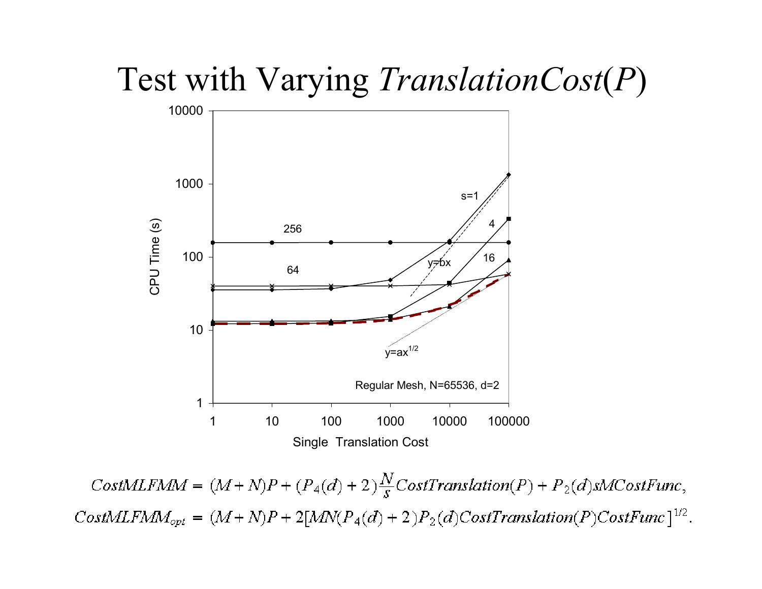# Test with Varying *TranslationCost*(*P*)

Regular Mesh, N=65536, d=2

CPU Time (s)

Single Translation Cost

s=1, 4, 16, 64, 256

y=bx

$y=ax^{1/2}$

$$CostMLFMM = (M+N)P + (P_4(d)+2)\frac{N}{s}CostTranslation(P) + P_2(d)sMCostFunc,$$

$$CostMLFMM_{opt} = (M+N)P + 2[MN(P_4(d)+2)P_2(d)CostTranslation(P)CostFunc]^{1/2}.$$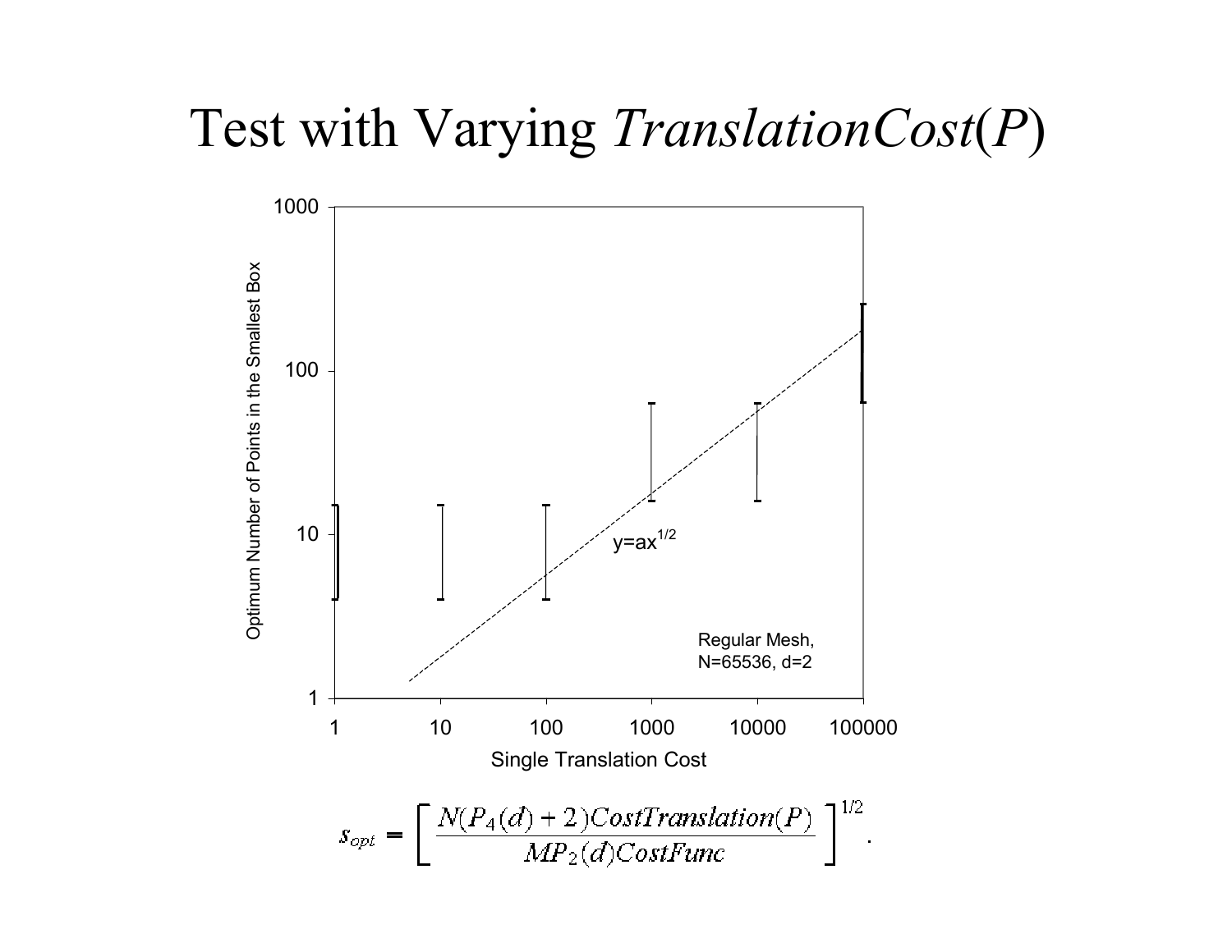# Test with Varying *TranslationCost*(*P*)

Optimum Number of Points in the Smallest Box

$y=ax^{1/2}$

Regular Mesh, N=65536, d=2

Single Translation Cost

$$s_{opt} = \left[ \frac{N(P_4(d)+2)CostTranslation(P)}{MP_2(d)CostFunc} \right]^{1/2}.$$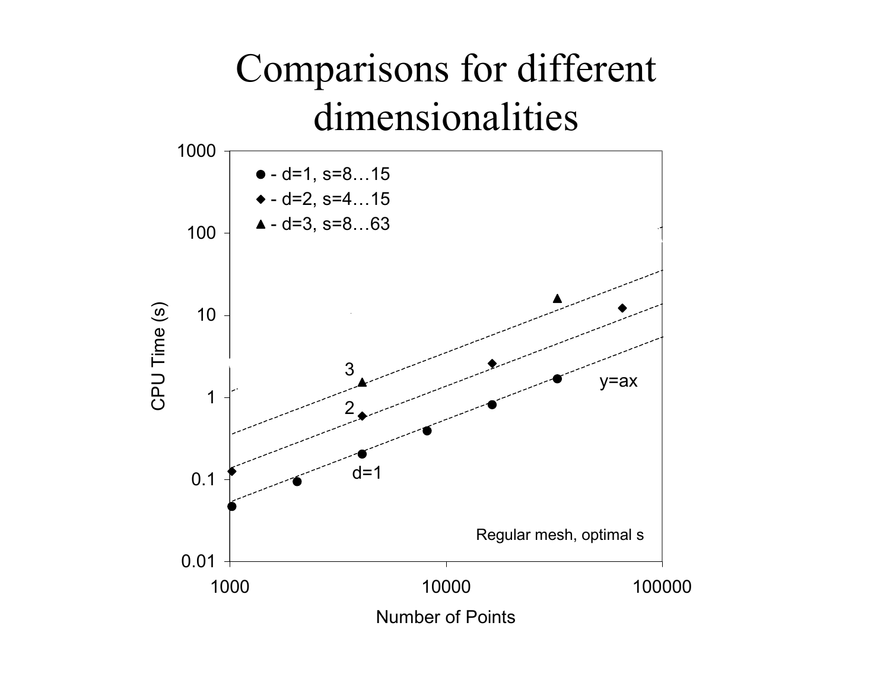# Comparisons for different dimensionalities

- ● - d=1, s=8…15
- ◆ - d=2, s=4…15
- ▲ - d=3, s=8…63

CPU Time (s) vs. Number of Points

Lines labeled: 3, 2, d=1, y=ax

Regular mesh, optimal s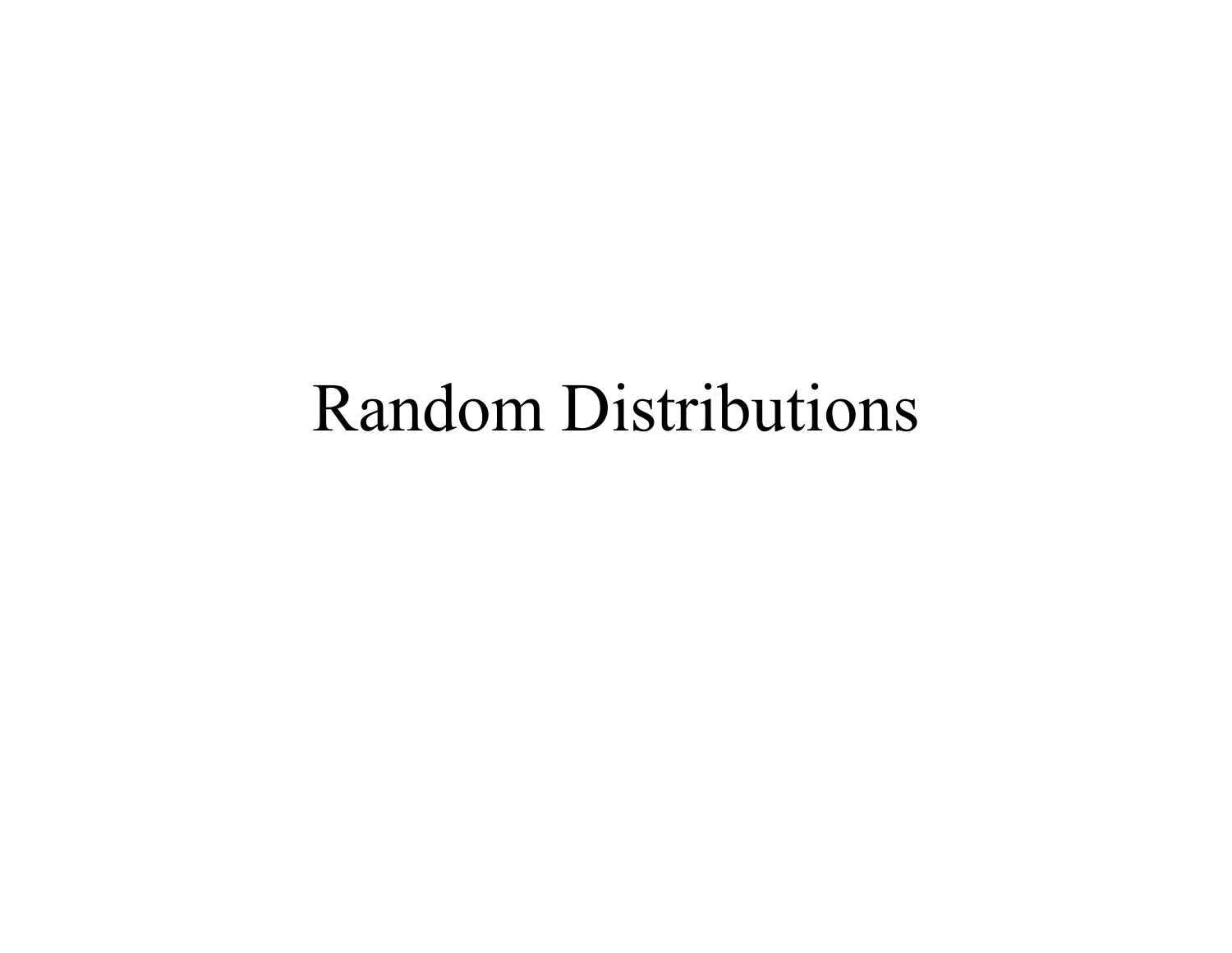# Random Distributions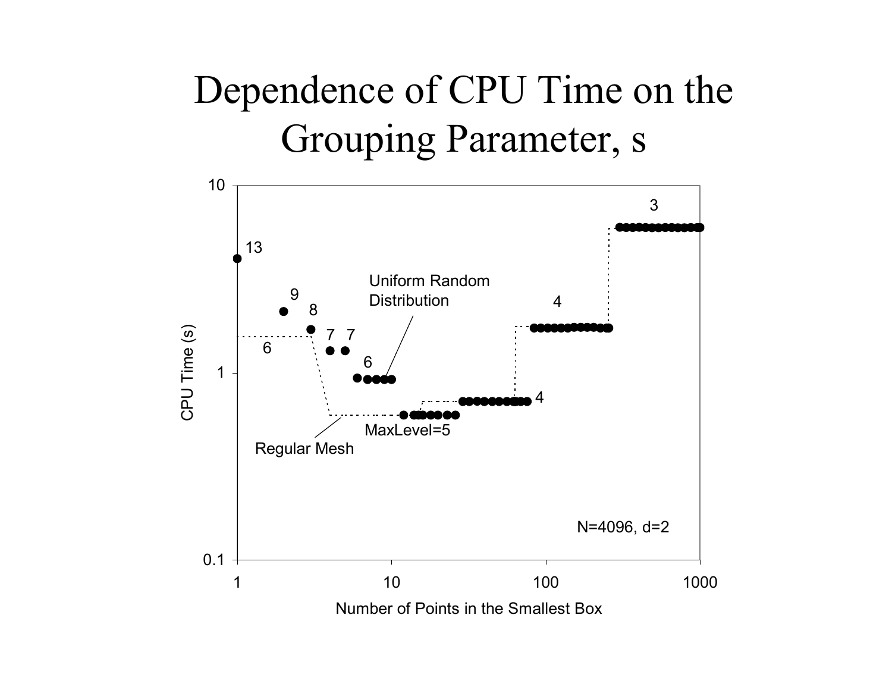# Dependence of CPU Time on the Grouping Parameter, s

CPU Time (s)

Number of Points in the Smallest Box

10

1

0.1

1

10

100

1000

13

9

8

7 7

6

6

Uniform Random Distribution

Regular Mesh

MaxLevel=5

4

4

3

N=4096, d=2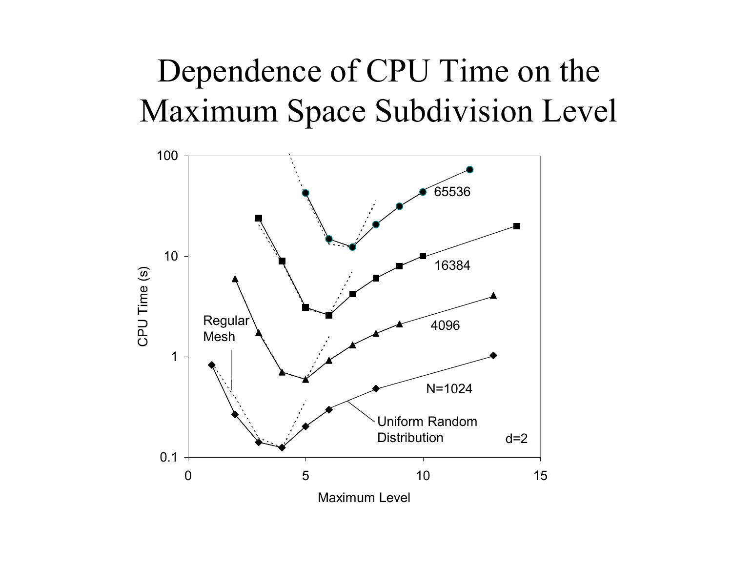# Dependence of CPU Time on the Maximum Space Subdivision Level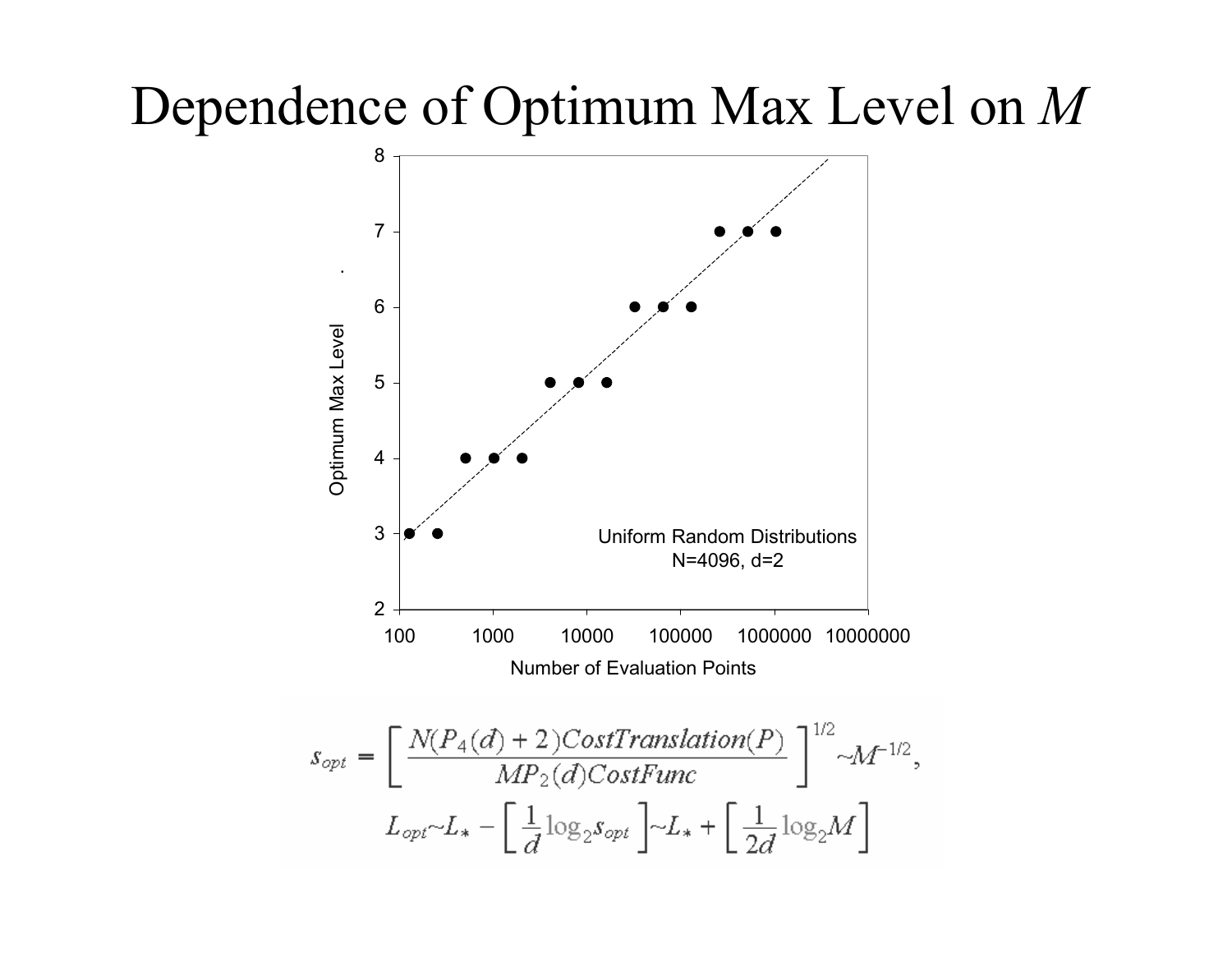# Dependence of Optimum Max Level on $M$

Optimum Max Level

Number of Evaluation Points

Uniform Random Distributions
N=4096, d=2

$$s_{opt} = \left[ \frac{N(P_4(d)+2)CostTranslation(P)}{MP_2(d)CostFunc} \right]^{1/2} \sim M^{-1/2},$$

$$L_{opt} \sim L_* - \left[ \frac{1}{d} \log_2 s_{opt} \right] \sim L_* + \left[ \frac{1}{2d} \log_2 M \right]$$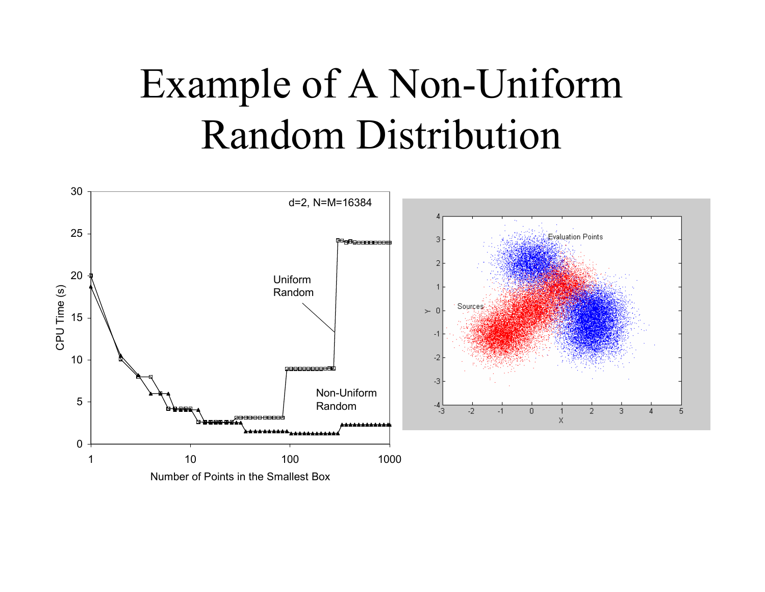# Example of A Non-Uniform Random Distribution

d=2, N=M=16384

CPU Time (s)

Number of Points in the Smallest Box

Uniform Random

Non-Uniform Random

Evaluation Points

Sources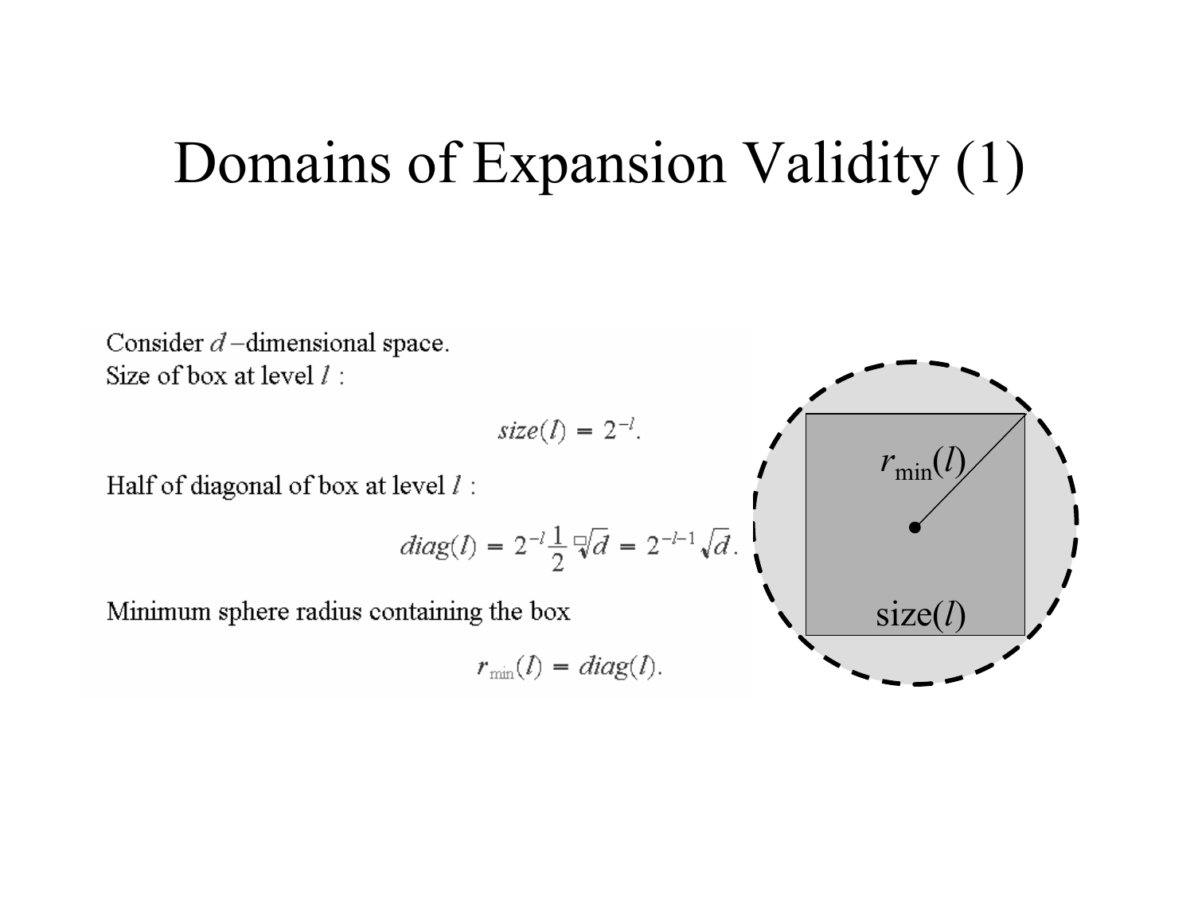# Domains of Expansion Validity (1)

Consider $d$ –dimensional space.
Size of box at level $l$ :

$$size(l) = 2^{-l}.$$

Half of diagonal of box at level $l$ :

$$diag(l) = 2^{-l}\frac{1}{2}\sqrt[\square]{d} = 2^{-l-1}\sqrt{d}.$$

Minimum sphere radius containing the box

$$r_{\min}(l) = diag(l).$$

$r_{\min}(l)$

size($l$)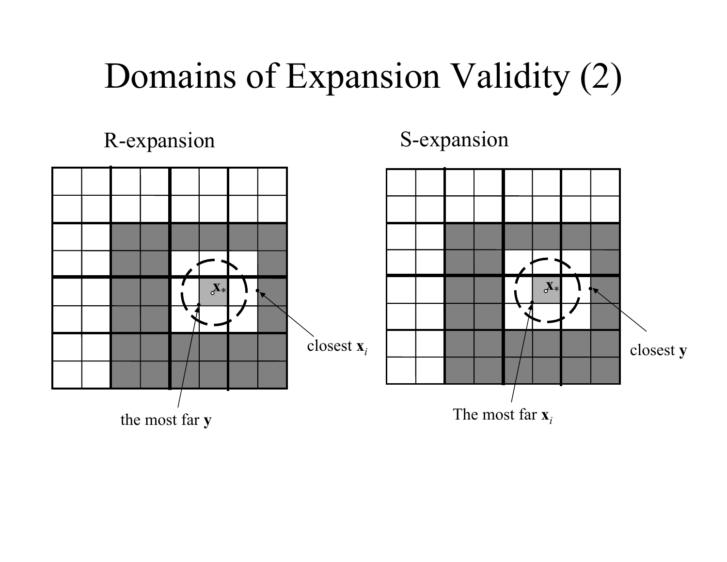# Domains of Expansion Validity (2)

R-expansion

S-expansion

closest $\mathbf{x}_i$

the most far $\mathbf{y}$

closest $\mathbf{y}$

The most far $\mathbf{x}_i$

$\mathbf{x}_*$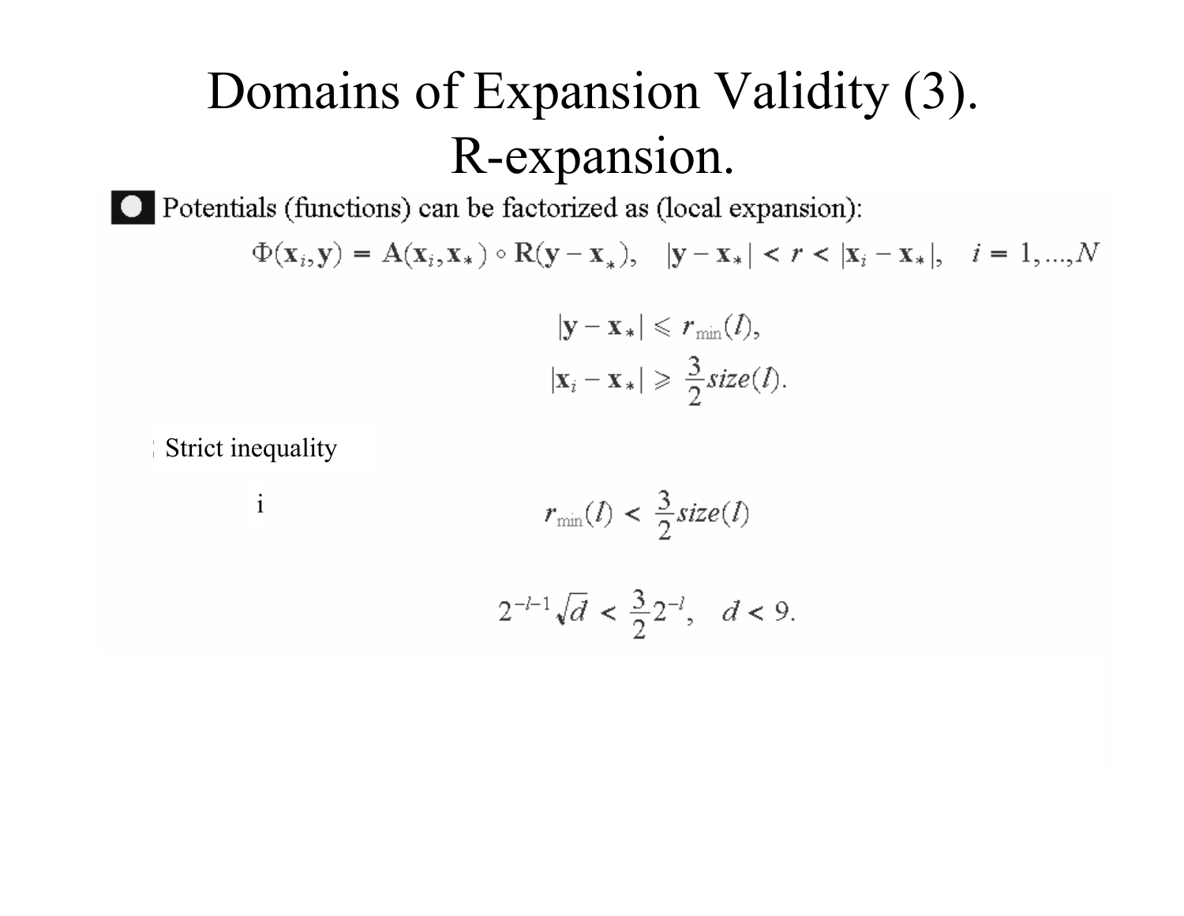# Domains of Expansion Validity (3). R-expansion.

- Potentials (functions) can be factorized as (local expansion):

$$\Phi(\mathbf{x}_i, \mathbf{y}) = \mathbf{A}(\mathbf{x}_i, \mathbf{x}_*) \circ \mathbf{R}(\mathbf{y} - \mathbf{x}_*), \quad |\mathbf{y} - \mathbf{x}_*| < r < |\mathbf{x}_i - \mathbf{x}_*|, \quad i = 1, \dots, N$$

$$|\mathbf{y} - \mathbf{x}_*| \leqslant r_{\min}(l),$$

$$|\mathbf{x}_i - \mathbf{x}_*| \geqslant \frac{3}{2} size(l).$$

Strict inequality

i

$$r_{\min}(l) < \frac{3}{2} size(l)$$

$$2^{-l-1}\sqrt{d} < \frac{3}{2} 2^{-l}, \quad d < 9.$$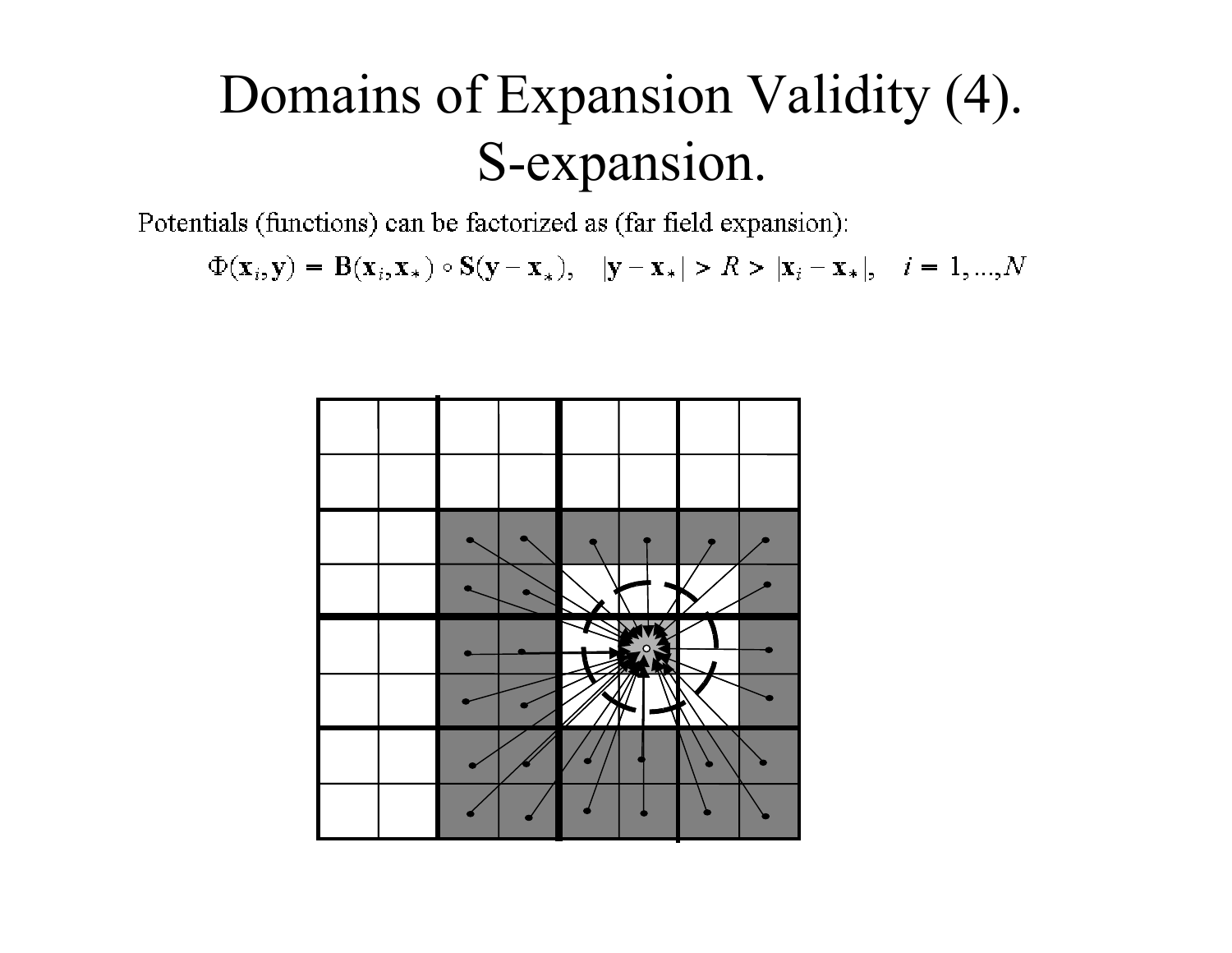# Domains of Expansion Validity (4). S-expansion.

Potentials (functions) can be factorized as (far field expansion):

$$\Phi(\mathbf{x}_i, \mathbf{y}) = \mathbf{B}(\mathbf{x}_i, \mathbf{x}_*) \circ \mathbf{S}(\mathbf{y} - \mathbf{x}_*), \quad |\mathbf{y} - \mathbf{x}_*| > R > |\mathbf{x}_i - \mathbf{x}_*|, \quad i = 1, ..., N$$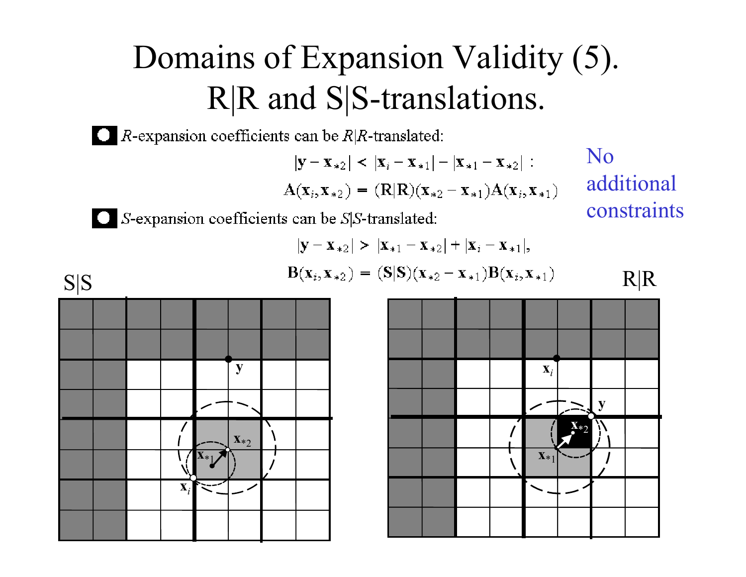# Domains of Expansion Validity (5). R|R and S|S-translations.

- $R$-expansion coefficients can be $R|R$-translated:

$$|\mathbf{y} - \mathbf{x}_{*2}| < |\mathbf{x}_i - \mathbf{x}_{*1}| - |\mathbf{x}_{*1} - \mathbf{x}_{*2}| :$$

$$\mathrm{A}(\mathbf{x}_i, \mathbf{x}_{*2}) = (\mathrm{R}|\mathrm{R})(\mathbf{x}_{*2} - \mathbf{x}_{*1})\mathrm{A}(\mathbf{x}_i, \mathbf{x}_{*1})$$

- $S$-expansion coefficients can be $S|S$-translated:

$$|\mathbf{y} - \mathbf{x}_{*2}| > |\mathbf{x}_{*1} - \mathbf{x}_{*2}| + |\mathbf{x}_i - \mathbf{x}_{*1}|,$$

$$\mathrm{B}(\mathbf{x}_i, \mathbf{x}_{*2}) = (\mathbf{S}|\mathbf{S})(\mathbf{x}_{*2} - \mathbf{x}_{*1})\mathrm{B}(\mathbf{x}_i, \mathbf{x}_{*1})$$

No additional constraints

S|S

R|R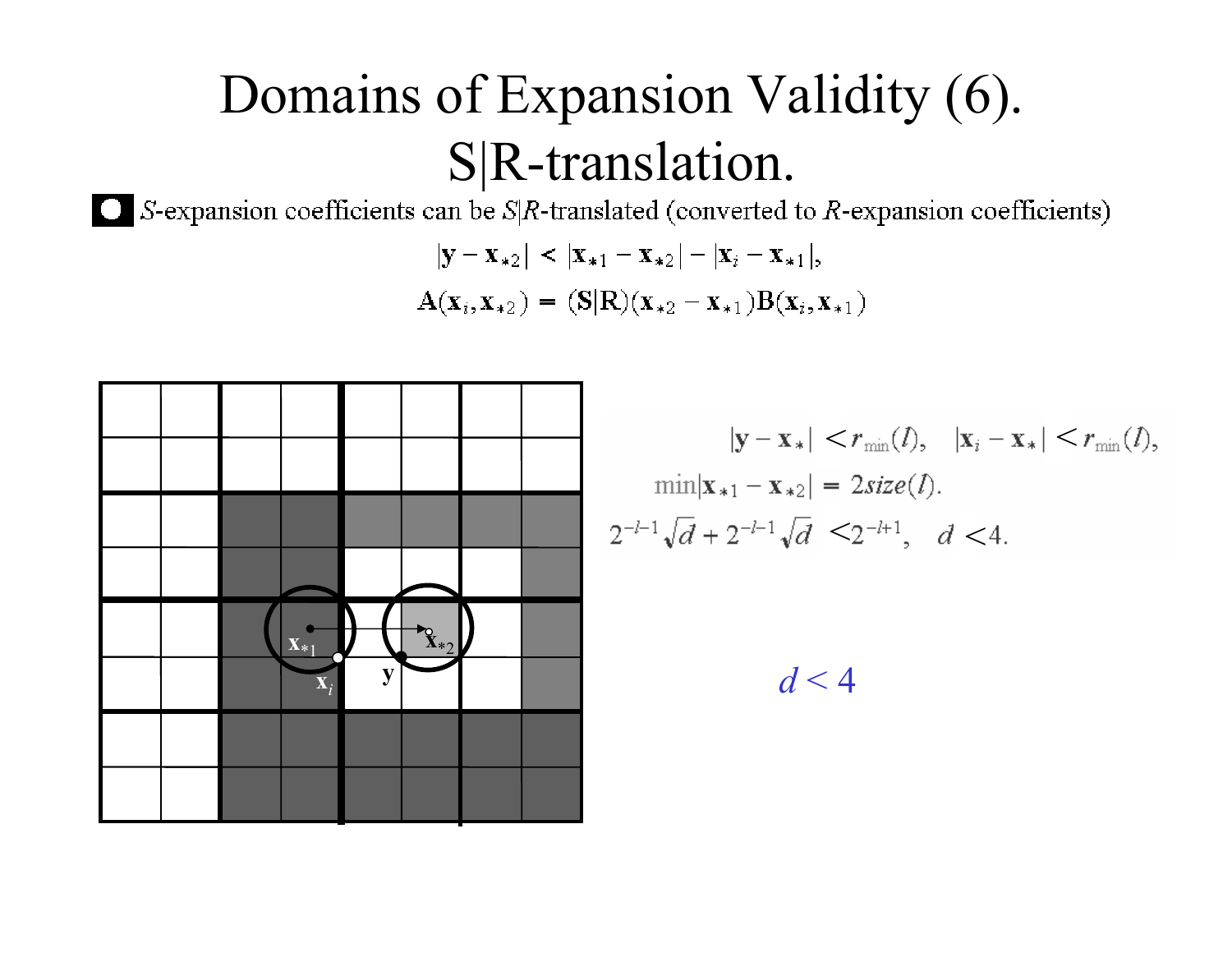# Domains of Expansion Validity (6). S|R-translation.

■ $S$-expansion coefficients can be $S|R$-translated (converted to $R$-expansion coefficients)

$$|\mathbf{y} - \mathbf{x}_{*2}| < |\mathbf{x}_{*1} - \mathbf{x}_{*2}| - |\mathbf{x}_i - \mathbf{x}_{*1}|,$$

$$\mathrm{A}(\mathbf{x}_i, \mathbf{x}_{*2}) = (\mathbf{S}|\mathrm{R})(\mathbf{x}_{*2} - \mathbf{x}_{*1})\mathrm{B}(\mathbf{x}_i, \mathbf{x}_{*1})$$

$$|\mathbf{y} - \mathbf{x}_*| < r_{\min}(l), \quad |\mathbf{x}_i - \mathbf{x}_*| < r_{\min}(l),$$

$$\min|\mathbf{x}_{*1} - \mathbf{x}_{*2}| = 2size(l).$$

$$2^{-l-1}\sqrt{d} + 2^{-l-1}\sqrt{d} < 2^{-l+1}, \quad d < 4.$$

$d < 4$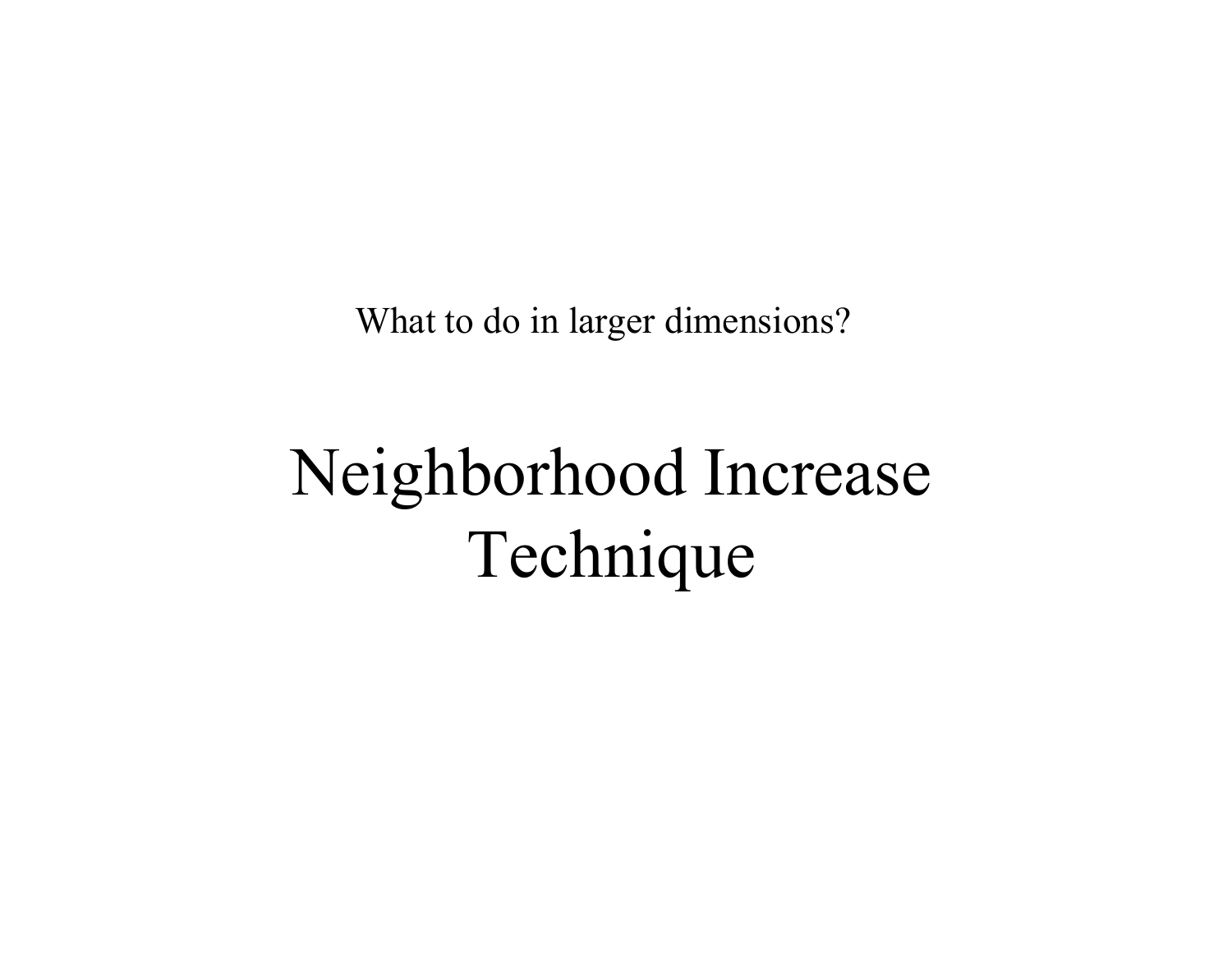What to do in larger dimensions?

# Neighborhood Increase Technique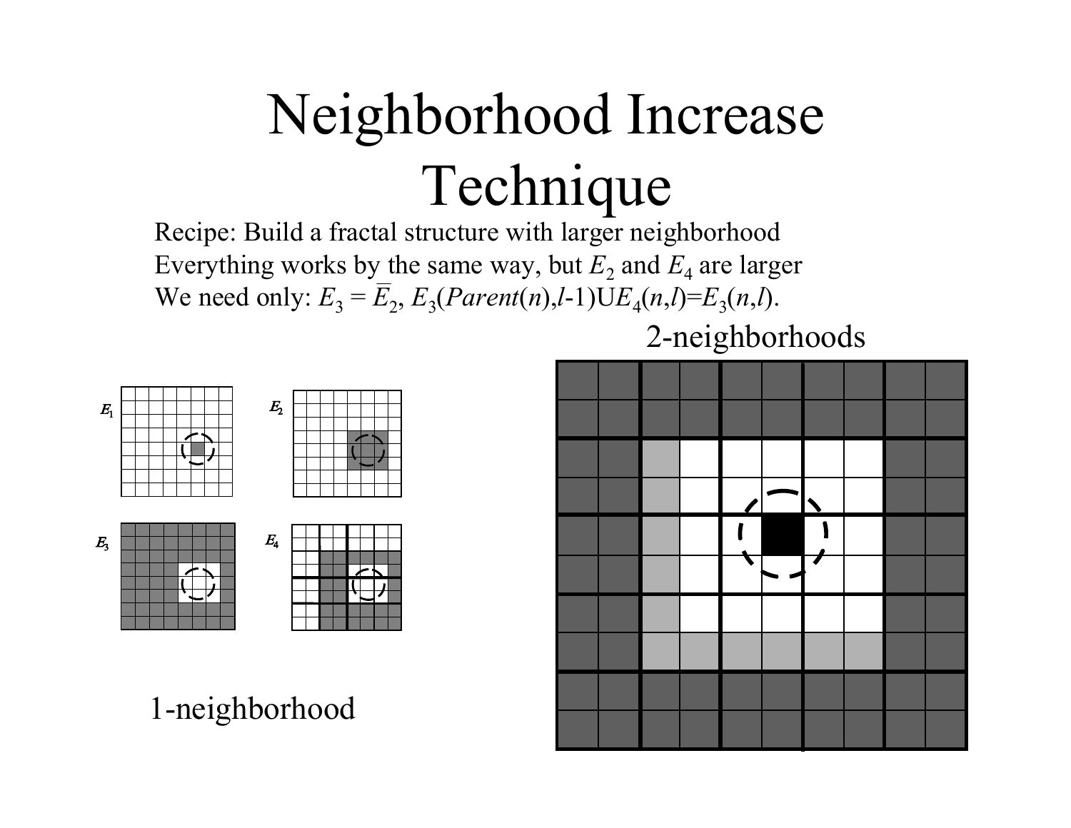# Neighborhood Increase Technique

Recipe: Build a fractal structure with larger neighborhood

Everything works by the same way, but $E_2$ and $E_4$ are larger

We need only: $E_3 = \bar{E}_2$, $E_3(Parent(n),l\text{-}1) \cup E_4(n,l) = E_3(n,l)$.

$E_1$ $E_2$ $E_3$ $E_4$

1-neighborhood

2-neighborhoods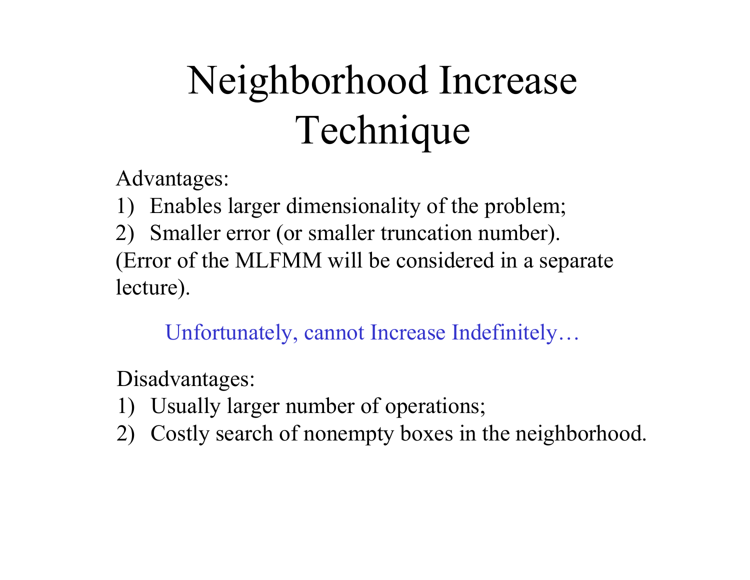# Neighborhood Increase Technique

Advantages:

1) Enables larger dimensionality of the problem;
2) Smaller error (or smaller truncation number).

(Error of the MLFMM will be considered in a separate lecture).

Unfortunately, cannot Increase Indefinitely…

Disadvantages:

1) Usually larger number of operations;
2) Costly search of nonempty boxes in the neighborhood.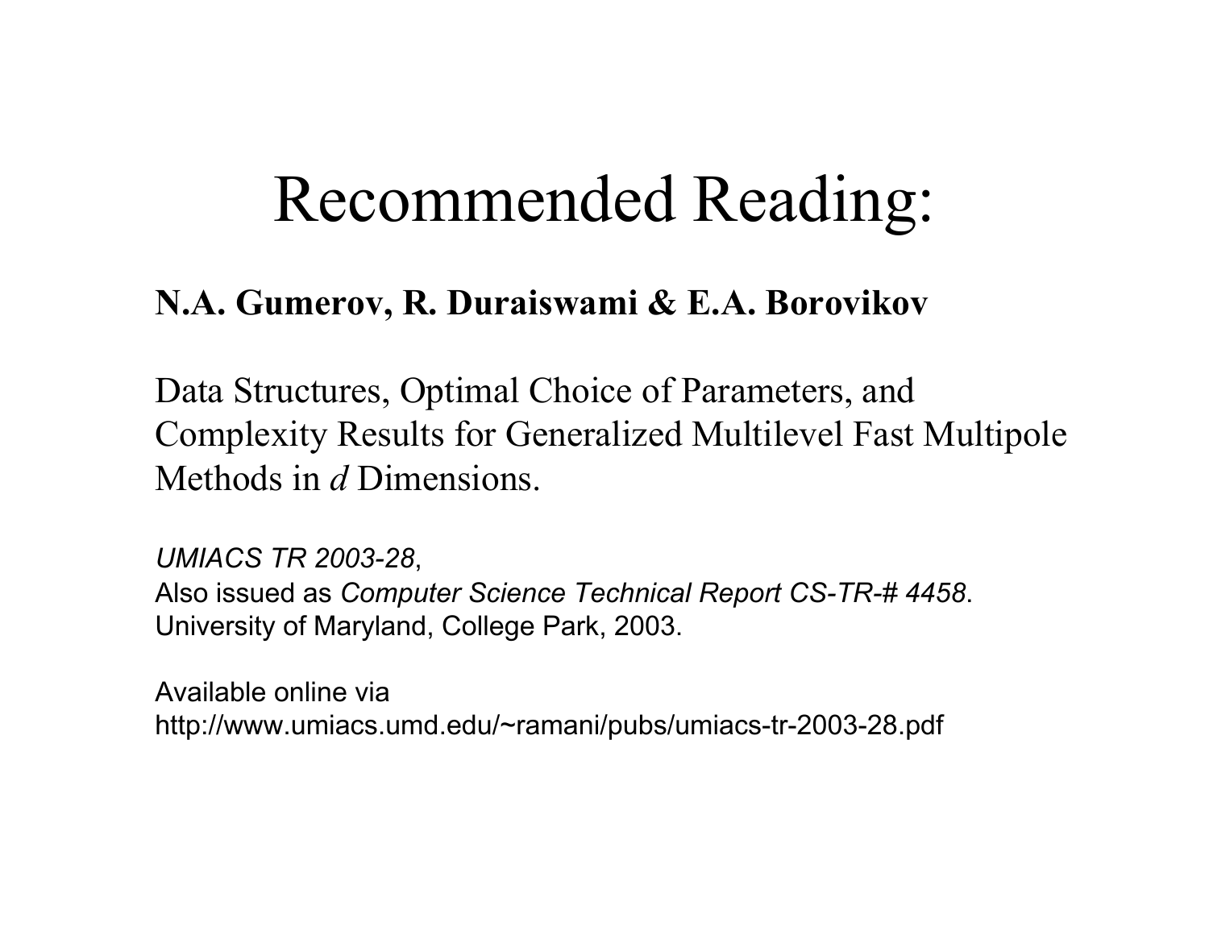# Recommended Reading:

**N.A. Gumerov, R. Duraiswami & E.A. Borovikov**

Data Structures, Optimal Choice of Parameters, and Complexity Results for Generalized Multilevel Fast Multipole Methods in *d* Dimensions.

*UMIACS TR 2003-28*,
Also issued as *Computer Science Technical Report CS-TR-# 4458*.
University of Maryland, College Park, 2003.

Available online via
http://www.umiacs.umd.edu/~ramani/pubs/umiacs-tr-2003-28.pdf